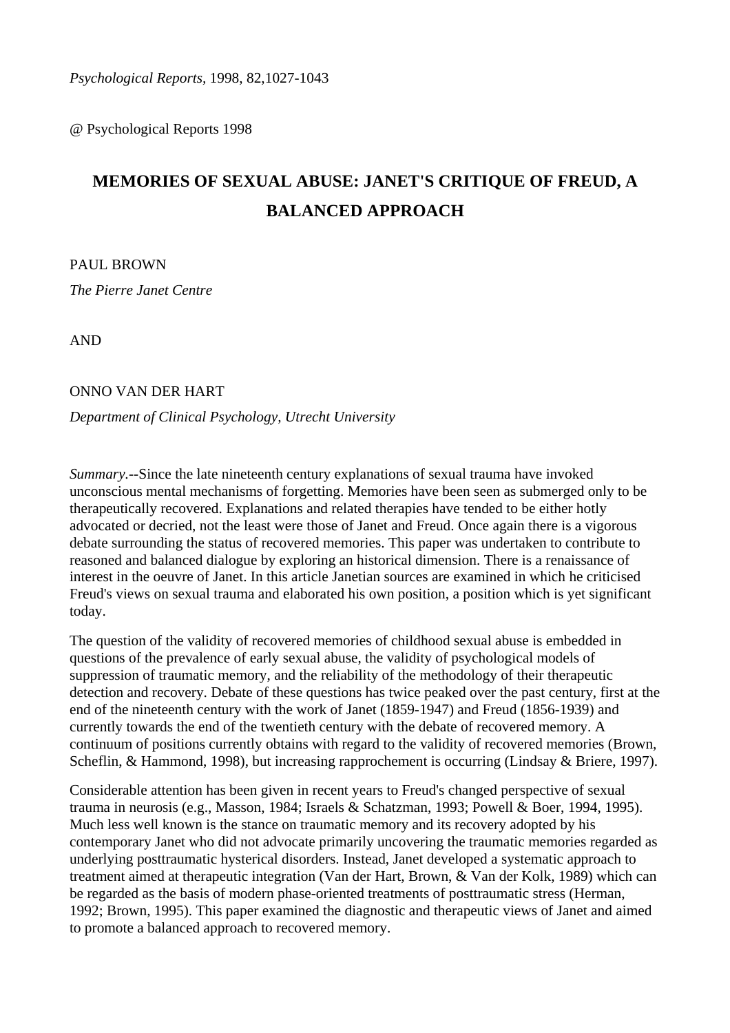*Psychological Reports,* 1998, 82,1027-1043

@ Psychological Reports 1998

# MEMORIES OF SEXUAL ABUSE: JANET'S CRITIQUE OF FREUD, A BALANCED APPROACH

PAUL BROWN

*The Pierre Janet Centre*

AND

ONNO VAN DER HART

*Department of Clinical Psychology, Utrecht University*

*Summary.*--Since the late nineteenth century explanations of sexual trauma have invoked unconscious mental mechanisms of forgetting. Memories have been seen as submerged only to be therapeutically recovered. Explanations and related therapies have tended to be either hotly advocated or decried, not the least were those of Janet and Freud. Once again there is a vigorous debate surrounding the status of recovered memories. This paper was undertaken to contribute to reasoned and balanced dialogue by exploring an historical dimension. There is a renaissance of interest in the oeuvre of Janet. In this article Janetian sources are examined in which he criticised Freud's views on sexual trauma and elaborated his own position, a position which is yet significant today.

The question of the validity of recovered memories of childhood sexual abuse is embedded in questions of the prevalence of early sexual abuse, the validity of psychological models of suppression of traumatic memory, and the reliability of the methodology of their therapeutic detection and recovery. Debate of these questions has twice peaked over the past century, first at the end of the nineteenth century with the work of Janet (1859-1947) and Freud (1856-1939) and currently towards the end of the twentieth century with the debate of recovered memory. A continuum of positions currently obtains with regard to the validity of recovered memories (Brown, Scheflin, & Hammond, 1998), but increasing rapprochement is occurring (Lindsay & Briere, 1997).

Considerable attention has been given in recent years to Freud's changed perspective of sexual trauma in neurosis (e.g., Masson, 1984; Israels & Schatzman, 1993; Powell & Boer, 1994, 1995). Much less well known is the stance on traumatic memory and its recovery adopted by his contemporary Janet who did not advocate primarily uncovering the traumatic memories regarded as underlying posttraumatic hysterical disorders. Instead, Janet developed a systematic approach to treatment aimed at therapeutic integration (Van der Hart, Brown, & Van der Kolk, 1989) which can be regarded as the basis of modern phase-oriented treatments of posttraumatic stress (Herman, 1992; Brown, 1995). This paper examined the diagnostic and therapeutic views of Janet and aimed to promote a balanced approach to recovered memory.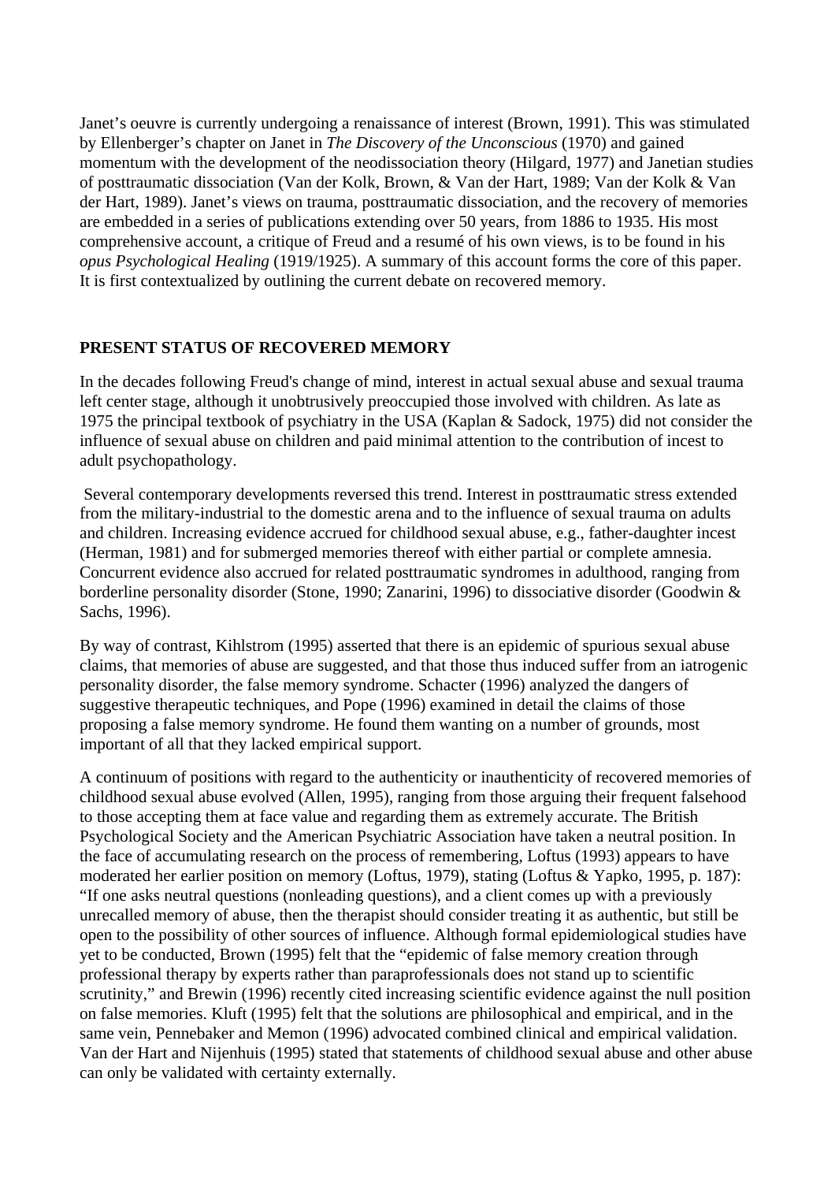Janet's oeuvre is currently undergoing a renaissance of interest (Brown, 1991). This was stimulated by Ellenberger's chapter on Janet in *The Discovery of the Unconscious* (1970) and gained momentum with the development of the neodissociation theory (Hilgard, 1977) and Janetian studies of posttraumatic dissociation (Van der Kolk, Brown, & Van der Hart, 1989; Van der Kolk & Van der Hart, 1989). Janet's views on trauma, posttraumatic dissociation, and the recovery of memories are embedded in a series of publications extending over 50 years, from 1886 to 1935. His most comprehensive account, a critique of Freud and a resumé of his own views, is to be found in his *opus Psychological Healing* (1919/1925). A summary of this account forms the core of this paper. It is first contextualized by outlining the current debate on recovered memory.

## PRESENT STATUS OF RECOVERED MEMORY

In the decades following Freud's change of mind, interest in actual sexual abuse and sexual trauma left center stage, although it unobtrusively preoccupied those involved with children. As late as 1975 the principal textbook of psychiatry in the USA (Kaplan & Sadock, 1975) did not consider the influence of sexual abuse on children and paid minimal attention to the contribution of incest to adult psychopathology.

Several contemporary developments reversed this trend. Interest in posttraumatic stress extended from the military-industrial to the domestic arena and to the influence of sexual trauma on adults and children. Increasing evidence accrued for childhood sexual abuse, e.g., father-daughter incest (Herman, 1981) and for submerged memories thereof with either partial or complete amnesia. Concurrent evidence also accrued for related posttraumatic syndromes in adulthood, ranging from borderline personality disorder (Stone, 1990; Zanarini, 1996) to dissociative disorder (Goodwin & Sachs, 1996).

By way of contrast, Kihlstrom (1995) asserted that there is an epidemic of spurious sexual abuse claims, that memories of abuse are suggested, and that those thus induced suffer from an iatrogenic personality disorder, the false memory syndrome. Schacter (1996) analyzed the dangers of suggestive therapeutic techniques, and Pope (1996) examined in detail the claims of those proposing a false memory syndrome. He found them wanting on a number of grounds, most important of all that they lacked empirical support.

A continuum of positions with regard to the authenticity or inauthenticity of recovered memories of childhood sexual abuse evolved (Allen, 1995), ranging from those arguing their frequent falsehood to those accepting them at face value and regarding them as extremely accurate. The British Psychological Society and the American Psychiatric Association have taken a neutral position. In the face of accumulating research on the process of remembering, Loftus (1993) appears to have moderated her earlier position on memory (Loftus, 1979), stating (Loftus & Yapko, 1995, p. 187): "If one asks neutral questions (nonleading questions), and a client comes up with a previously unrecalled memory of abuse, then the therapist should consider treating it as authentic, but still be open to the possibility of other sources of influence. Although formal epidemiological studies have yet to be conducted, Brown (1995) felt that the "epidemic of false memory creation through professional therapy by experts rather than paraprofessionals does not stand up to scientific scrutinity," and Brewin (1996) recently cited increasing scientific evidence against the null position on false memories. Kluft (1995) felt that the solutions are philosophical and empirical, and in the same vein, Pennebaker and Memon (1996) advocated combined clinical and empirical validation. Van der Hart and Nijenhuis (1995) stated that statements of childhood sexual abuse and other abuse can only be validated with certainty externally.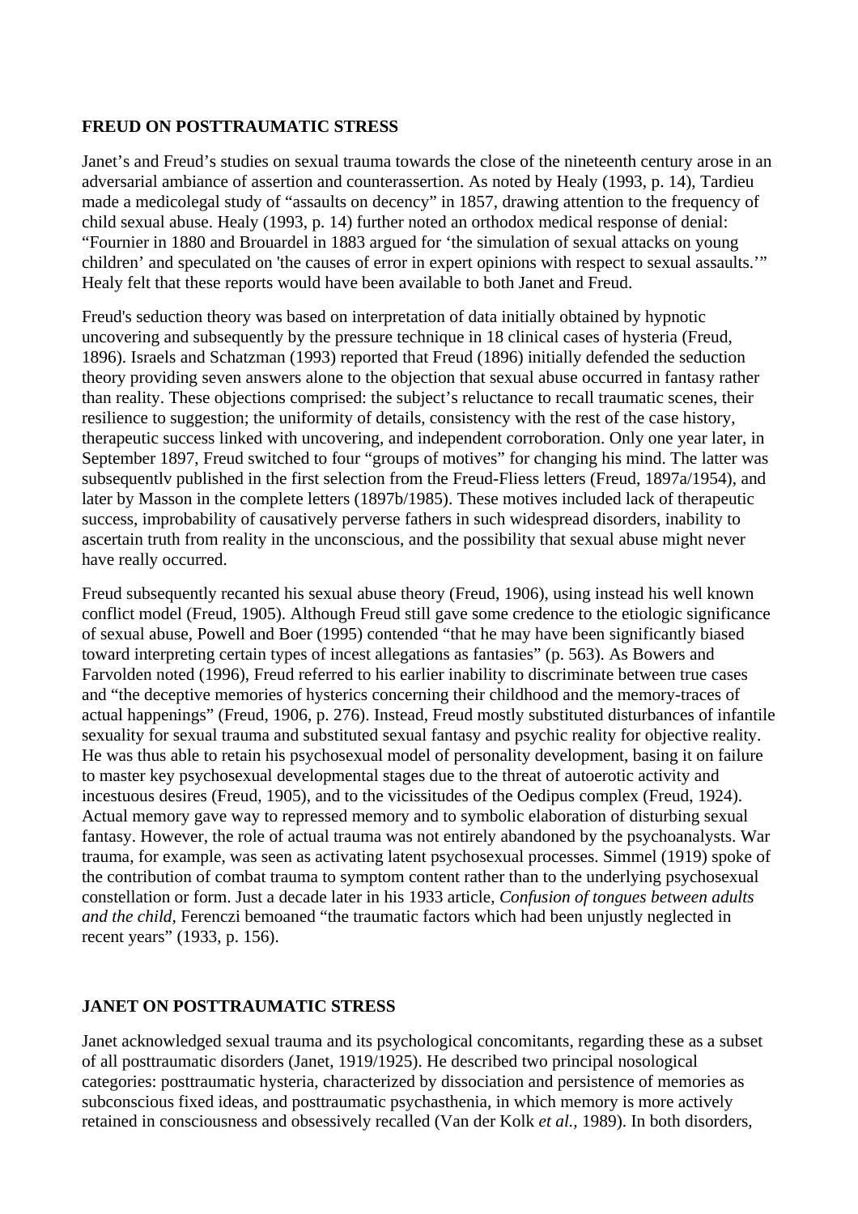## FREUD ON POSTTRAUMATIC STRESS

Janet's and Freud's studies on sexual trauma towards the close of the nineteenth century arose in an adversarial ambiance of assertion and counterassertion. As noted by Healy (1993, p. 14), Tardieu made a medicolegal study of "assaults on decency" in 1857, drawing attention to the frequency of child sexual abuse. Healy (1993, p. 14) further noted an orthodox medical response of denial: "Fournier in 1880 and Brouardel in 1883 argued for 'the simulation of sexual attacks on young children' and speculated on 'the causes of error in expert opinions with respect to sexual assaults.'" Healy felt that these reports would have been available to both Janet and Freud.

Freud's seduction theory was based on interpretation of data initially obtained by hypnotic uncovering and subsequently by the pressure technique in 18 clinical cases of hysteria (Freud, 1896). Israels and Schatzman (1993) reported that Freud (1896) initially defended the seduction theory providing seven answers alone to the objection that sexual abuse occurred in fantasy rather than reality. These objections comprised: the subject's reluctance to recall traumatic scenes, their resilience to suggestion; the uniformity of details, consistency with the rest of the case history, therapeutic success linked with uncovering, and independent corroboration. Only one year later, in September 1897, Freud switched to four "groups of motives" for changing his mind. The latter was subsequentlv published in the first selection from the Freud-Fliess letters (Freud, 1897a/1954), and later by Masson in the complete letters (1897b/1985). These motives included lack of therapeutic success, improbability of causatively perverse fathers in such widespread disorders, inability to ascertain truth from reality in the unconscious, and the possibility that sexual abuse might never have really occurred.

Freud subsequently recanted his sexual abuse theory (Freud, 1906), using instead his well known conflict model (Freud, 1905). Although Freud still gave some credence to the etiologic significance of sexual abuse, Powell and Boer (1995) contended "that he may have been significantly biased toward interpreting certain types of incest allegations as fantasies" (p. 563). As Bowers and Farvolden noted (1996), Freud referred to his earlier inability to discriminate between true cases and "the deceptive memories of hysterics concerning their childhood and the memory-traces of actual happenings" (Freud, 1906, p. 276). Instead, Freud mostly substituted disturbances of infantile sexuality for sexual trauma and substituted sexual fantasy and psychic reality for objective reality. He was thus able to retain his psychosexual model of personality development, basing it on failure to master key psychosexual developmental stages due to the threat of autoerotic activity and incestuous desires (Freud, 1905), and to the vicissitudes of the Oedipus complex (Freud, 1924). Actual memory gave way to repressed memory and to symbolic elaboration of disturbing sexual fantasy. However, the role of actual trauma was not entirely abandoned by the psychoanalysts. War trauma, for example, was seen as activating latent psychosexual processes. Simmel (1919) spoke of the contribution of combat trauma to symptom content rather than to the underlying psychosexual constellation or form. Just a decade later in his 1933 article, *Confusion of tongues between adults and the child,* Ferenczi bemoaned "the traumatic factors which had been unjustly neglected in recent years" (1933, p. 156).

## JANET ON POSTTRAUMATIC STRESS

Janet acknowledged sexual trauma and its psychological concomitants, regarding these as a subset of all posttraumatic disorders (Janet, 1919/1925). He described two principal nosological categories: posttraumatic hysteria, characterized by dissociation and persistence of memories as subconscious fixed ideas, and posttraumatic psychasthenia, in which memory is more actively retained in consciousness and obsessively recalled (Van der Kolk *et al.,* 1989). In both disorders,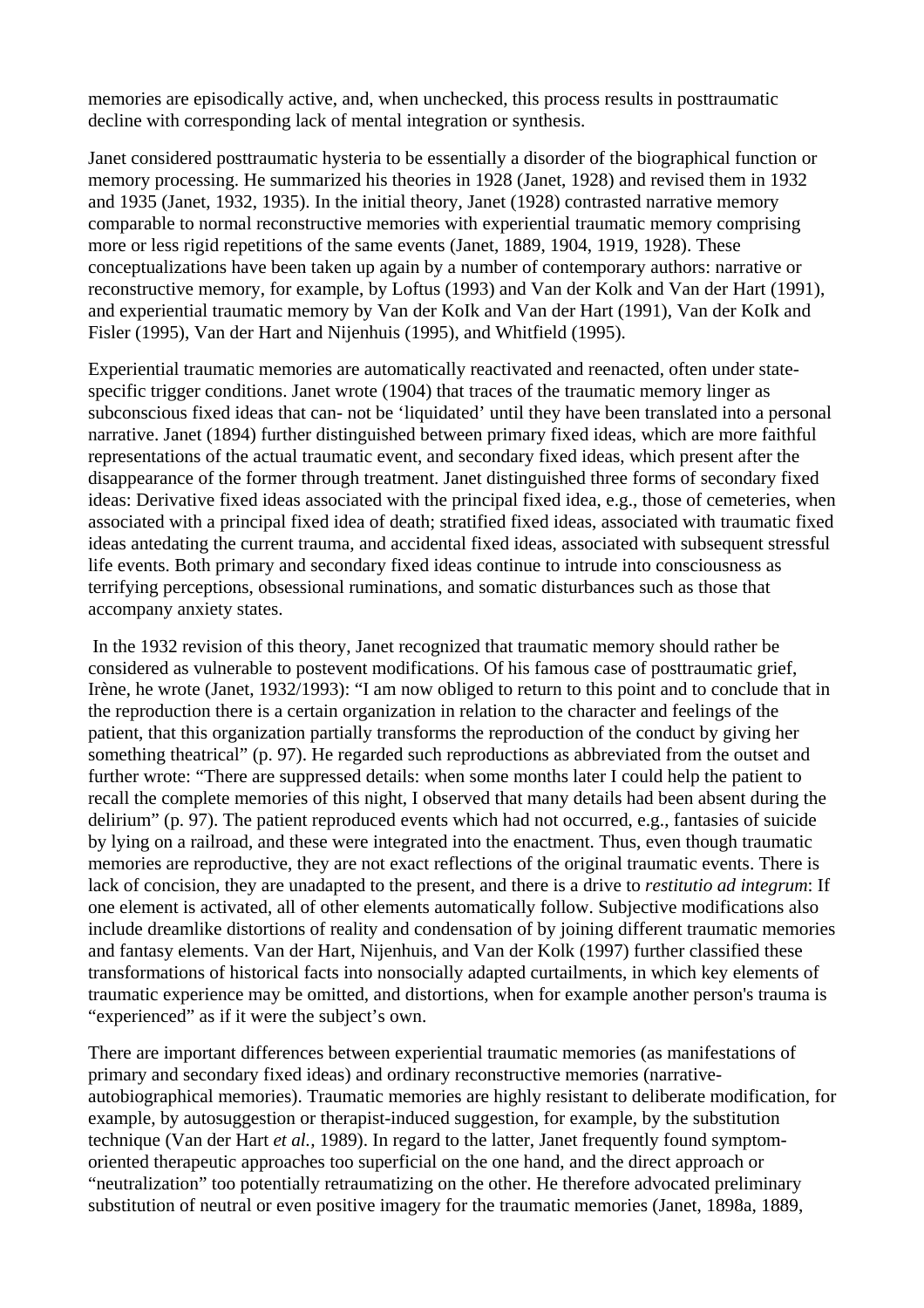memories are episodically active, and, when unchecked, this process results in posttraumatic decline with corresponding lack of mental integration or synthesis.

Janet considered posttraumatic hysteria to be essentially a disorder of the biographical function or memory processing. He summarized his theories in 1928 (Janet, 1928) and revised them in 1932 and 1935 (Janet, 1932, 1935). In the initial theory, Janet (1928) contrasted narrative memory comparable to normal reconstructive memories with experiential traumatic memory comprising more or less rigid repetitions of the same events (Janet, 1889, 1904, 1919, 1928). These conceptualizations have been taken up again by a number of contemporary authors: narrative or reconstructive memory, for example, by Loftus (1993) and Van der Kolk and Van der Hart (1991), and experiential traumatic memory by Van der KoIk and Van der Hart (1991), Van der KoIk and Fisler (1995), Van der Hart and Nijenhuis (1995), and Whitfield (1995).

Experiential traumatic memories are automatically reactivated and reenacted, often under state-specific trigger conditions. Janet wrote (1904) that traces of the traumatic memory linger as subconscious fixed ideas that can- not be 'liquidated' until they have been translated into a personal narrative. Janet (1894) further distinguished between primary fixed ideas, which are more faithful representations of the actual traumatic event, and secondary fixed ideas, which present after the disappearance of the former through treatment. Janet distinguished three forms of secondary fixed ideas: Derivative fixed ideas associated with the principal fixed idea, e.g., those of cemeteries, when associated with a principal fixed idea of death; stratified fixed ideas, associated with traumatic fixed ideas antedating the current trauma, and accidental fixed ideas, associated with subsequent stressful life events. Both primary and secondary fixed ideas continue to intrude into consciousness as terrifying perceptions, obsessional ruminations, and somatic disturbances such as those that accompany anxiety states.

In the 1932 revision of this theory, Janet recognized that traumatic memory should rather be considered as vulnerable to postevent modifications. Of his famous case of posttraumatic grief, Irène, he wrote (Janet, 1932/1993): "I am now obliged to return to this point and to conclude that in the reproduction there is a certain organization in relation to the character and feelings of the patient, that this organization partially transforms the reproduction of the conduct by giving her something theatrical" (p. 97). He regarded such reproductions as abbreviated from the outset and further wrote: "There are suppressed details: when some months later I could help the patient to recall the complete memories of this night, I observed that many details had been absent during the delirium" (p. 97). The patient reproduced events which had not occurred, e.g., fantasies of suicide by lying on a railroad, and these were integrated into the enactment. Thus, even though traumatic memories are reproductive, they are not exact reflections of the original traumatic events. There is lack of concision, they are unadapted to the present, and there is a drive to *restitutio ad integrum*: If one element is activated, all of other elements automatically follow. Subjective modifications also include dreamlike distortions of reality and condensation of by joining different traumatic memories and fantasy elements. Van der Hart, Nijenhuis, and Van der Kolk (1997) further classified these transformations of historical facts into nonsocially adapted curtailments, in which key elements of traumatic experience may be omitted, and distortions, when for example another person's trauma is "experienced" as if it were the subject's own.

There are important differences between experiential traumatic memories (as manifestations of primary and secondary fixed ideas) and ordinary reconstructive memories (narrative-autobiographical memories). Traumatic memories are highly resistant to deliberate modification, for example, by autosuggestion or therapist-induced suggestion, for example, by the substitution technique (Van der Hart *et al.,* 1989). In regard to the latter, Janet frequently found symptom-oriented therapeutic approaches too superficial on the one hand, and the direct approach or "neutralization" too potentially retraumatizing on the other. He therefore advocated preliminary substitution of neutral or even positive imagery for the traumatic memories (Janet, 1898a, 1889,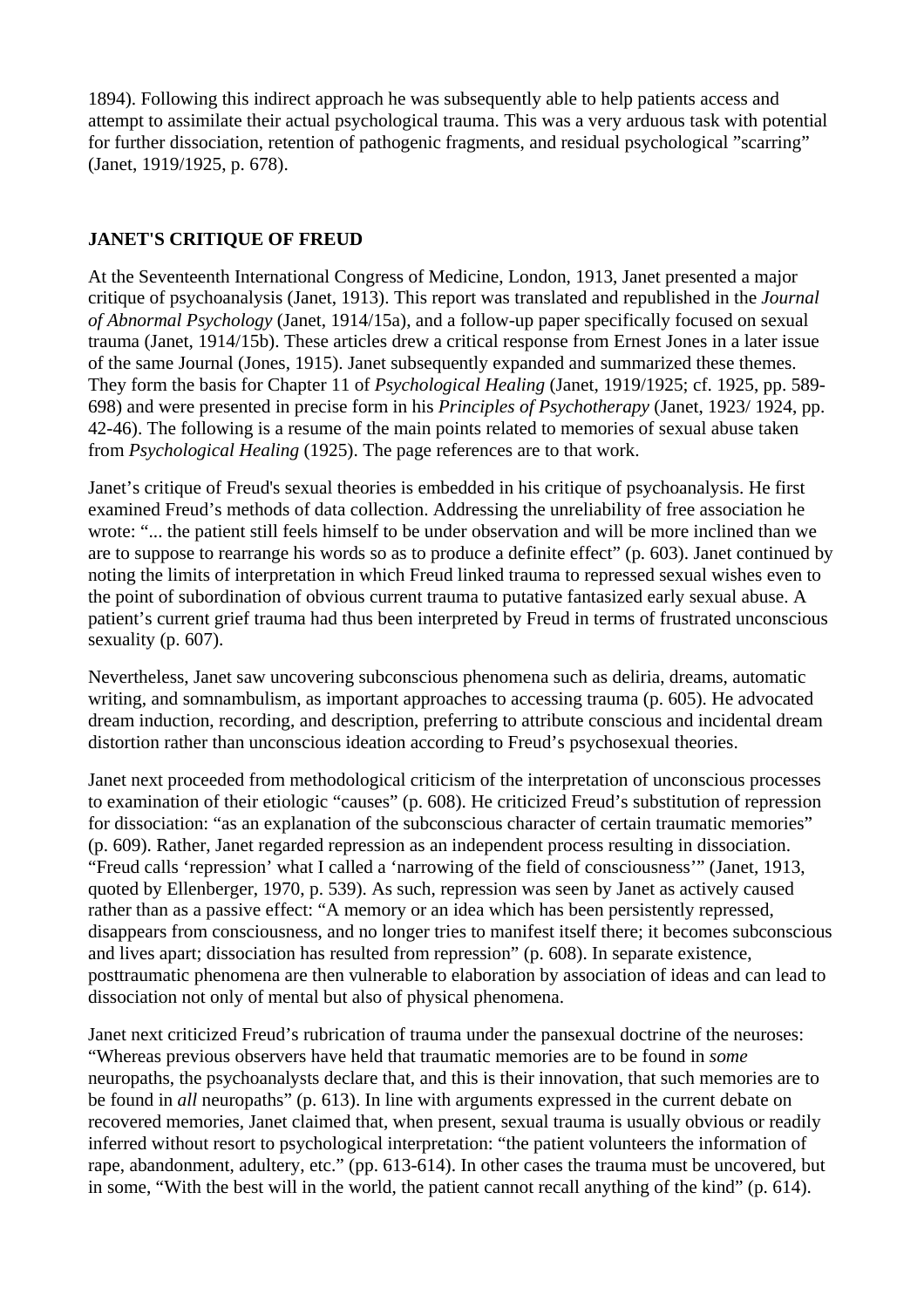1894). Following this indirect approach he was subsequently able to help patients access and attempt to assimilate their actual psychological trauma. This was a very arduous task with potential for further dissociation, retention of pathogenic fragments, and residual psychological "scarring" (Janet, 1919/1925, p. 678).

## JANET'S CRITIQUE OF FREUD

At the Seventeenth International Congress of Medicine, London, 1913, Janet presented a major critique of psychoanalysis (Janet, 1913). This report was translated and republished in the *Journal of Abnormal Psychology* (Janet, 1914/15a), and a follow-up paper specifically focused on sexual trauma (Janet, 1914/15b). These articles drew a critical response from Ernest Jones in a later issue of the same Journal (Jones, 1915). Janet subsequently expanded and summarized these themes. They form the basis for Chapter 11 of *Psychological Healing* (Janet, 1919/1925; cf. 1925, pp. 589-698) and were presented in precise form in his *Principles of Psychotherapy* (Janet, 1923/ 1924, pp. 42-46). The following is a resume of the main points related to memories of sexual abuse taken from *Psychological Healing* (1925). The page references are to that work.

Janet's critique of Freud's sexual theories is embedded in his critique of psychoanalysis. He first examined Freud's methods of data collection. Addressing the unreliability of free association he wrote: "... the patient still feels himself to be under observation and will be more inclined than we are to suppose to rearrange his words so as to produce a definite effect" (p. 603). Janet continued by noting the limits of interpretation in which Freud linked trauma to repressed sexual wishes even to the point of subordination of obvious current trauma to putative fantasized early sexual abuse. A patient's current grief trauma had thus been interpreted by Freud in terms of frustrated unconscious sexuality (p. 607).

Nevertheless, Janet saw uncovering subconscious phenomena such as deliria, dreams, automatic writing, and somnambulism, as important approaches to accessing trauma (p. 605). He advocated dream induction, recording, and description, preferring to attribute conscious and incidental dream distortion rather than unconscious ideation according to Freud's psychosexual theories.

Janet next proceeded from methodological criticism of the interpretation of unconscious processes to examination of their etiologic "causes" (p. 608). He criticized Freud's substitution of repression for dissociation: "as an explanation of the subconscious character of certain traumatic memories" (p. 609). Rather, Janet regarded repression as an independent process resulting in dissociation. "Freud calls 'repression' what I called a 'narrowing of the field of consciousness'" (Janet, 1913, quoted by Ellenberger, 1970, p. 539). As such, repression was seen by Janet as actively caused rather than as a passive effect: "A memory or an idea which has been persistently repressed, disappears from consciousness, and no longer tries to manifest itself there; it becomes subconscious and lives apart; dissociation has resulted from repression" (p. 608). In separate existence, posttraumatic phenomena are then vulnerable to elaboration by association of ideas and can lead to dissociation not only of mental but also of physical phenomena.

Janet next criticized Freud's rubrication of trauma under the pansexual doctrine of the neuroses: "Whereas previous observers have held that traumatic memories are to be found in *some* neuropaths, the psychoanalysts declare that, and this is their innovation, that such memories are to be found in *all* neuropaths" (p. 613). In line with arguments expressed in the current debate on recovered memories, Janet claimed that, when present, sexual trauma is usually obvious or readily inferred without resort to psychological interpretation: "the patient volunteers the information of rape, abandonment, adultery, etc." (pp. 613-614). In other cases the trauma must be uncovered, but in some, "With the best will in the world, the patient cannot recall anything of the kind" (p. 614).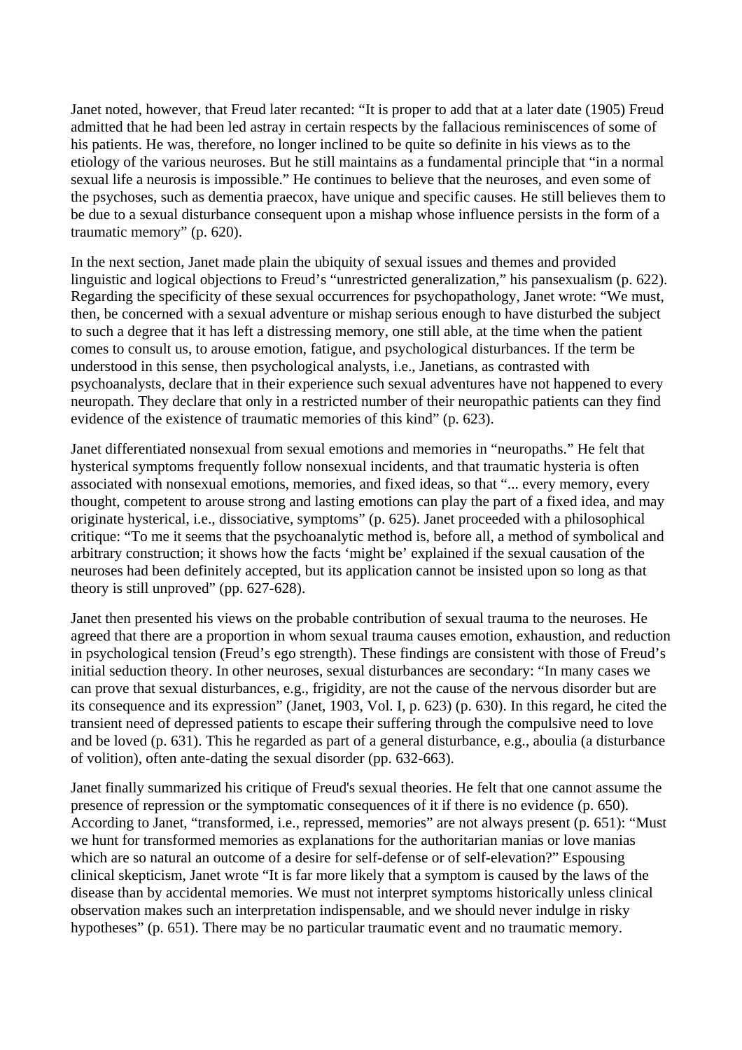Janet noted, however, that Freud later recanted: "It is proper to add that at a later date (1905) Freud admitted that he had been led astray in certain respects by the fallacious reminiscences of some of his patients. He was, therefore, no longer inclined to be quite so definite in his views as to the etiology of the various neuroses. But he still maintains as a fundamental principle that "in a normal sexual life a neurosis is impossible." He continues to believe that the neuroses, and even some of the psychoses, such as dementia praecox, have unique and specific causes. He still believes them to be due to a sexual disturbance consequent upon a mishap whose influence persists in the form of a traumatic memory" (p. 620).

In the next section, Janet made plain the ubiquity of sexual issues and themes and provided linguistic and logical objections to Freud's "unrestricted generalization," his pansexualism (p. 622). Regarding the specificity of these sexual occurrences for psychopathology, Janet wrote: "We must, then, be concerned with a sexual adventure or mishap serious enough to have disturbed the subject to such a degree that it has left a distressing memory, one still able, at the time when the patient comes to consult us, to arouse emotion, fatigue, and psychological disturbances. If the term be understood in this sense, then psychological analysts, i.e., Janetians, as contrasted with psychoanalysts, declare that in their experience such sexual adventures have not happened to every neuropath. They declare that only in a restricted number of their neuropathic patients can they find evidence of the existence of traumatic memories of this kind" (p. 623).

Janet differentiated nonsexual from sexual emotions and memories in "neuropaths." He felt that hysterical symptoms frequently follow nonsexual incidents, and that traumatic hysteria is often associated with nonsexual emotions, memories, and fixed ideas, so that "... every memory, every thought, competent to arouse strong and lasting emotions can play the part of a fixed idea, and may originate hysterical, i.e., dissociative, symptoms" (p. 625). Janet proceeded with a philosophical critique: "To me it seems that the psychoanalytic method is, before all, a method of symbolical and arbitrary construction; it shows how the facts 'might be' explained if the sexual causation of the neuroses had been definitely accepted, but its application cannot be insisted upon so long as that theory is still unproved" (pp. 627-628).

Janet then presented his views on the probable contribution of sexual trauma to the neuroses. He agreed that there are a proportion in whom sexual trauma causes emotion, exhaustion, and reduction in psychological tension (Freud's ego strength). These findings are consistent with those of Freud's initial seduction theory. In other neuroses, sexual disturbances are secondary: "In many cases we can prove that sexual disturbances, e.g., frigidity, are not the cause of the nervous disorder but are its consequence and its expression" (Janet, 1903, Vol. I, p. 623) (p. 630). In this regard, he cited the transient need of depressed patients to escape their suffering through the compulsive need to love and be loved (p. 631). This he regarded as part of a general disturbance, e.g., aboulia (a disturbance of volition), often ante-dating the sexual disorder (pp. 632-663).

Janet finally summarized his critique of Freud's sexual theories. He felt that one cannot assume the presence of repression or the symptomatic consequences of it if there is no evidence (p. 650). According to Janet, "transformed, i.e., repressed, memories" are not always present (p. 651): "Must we hunt for transformed memories as explanations for the authoritarian manias or love manias which are so natural an outcome of a desire for self-defense or of self-elevation?" Espousing clinical skepticism, Janet wrote "It is far more likely that a symptom is caused by the laws of the disease than by accidental memories. We must not interpret symptoms historically unless clinical observation makes such an interpretation indispensable, and we should never indulge in risky hypotheses" (p. 651). There may be no particular traumatic event and no traumatic memory.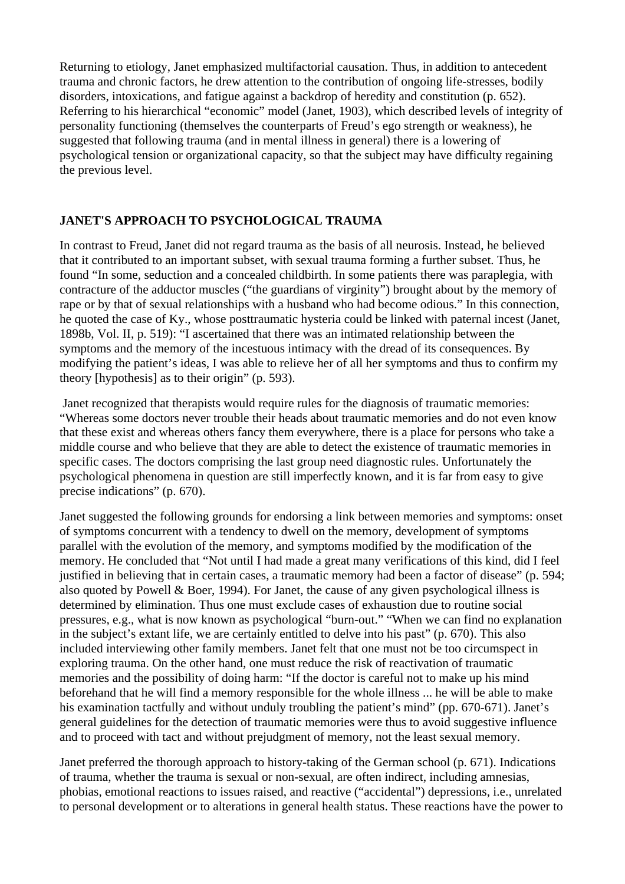Returning to etiology, Janet emphasized multifactorial causation. Thus, in addition to antecedent trauma and chronic factors, he drew attention to the contribution of ongoing life-stresses, bodily disorders, intoxications, and fatigue against a backdrop of heredity and constitution (p. 652). Referring to his hierarchical "economic" model (Janet, 1903), which described levels of integrity of personality functioning (themselves the counterparts of Freud's ego strength or weakness), he suggested that following trauma (and in mental illness in general) there is a lowering of psychological tension or organizational capacity, so that the subject may have difficulty regaining the previous level.

## JANET'S APPROACH TO PSYCHOLOGICAL TRAUMA

In contrast to Freud, Janet did not regard trauma as the basis of all neurosis. Instead, he believed that it contributed to an important subset, with sexual trauma forming a further subset. Thus, he found "In some, seduction and a concealed childbirth. In some patients there was paraplegia, with contracture of the adductor muscles ("the guardians of virginity") brought about by the memory of rape or by that of sexual relationships with a husband who had become odious." In this connection, he quoted the case of Ky., whose posttraumatic hysteria could be linked with paternal incest (Janet, 1898b, Vol. II, p. 519): "I ascertained that there was an intimated relationship between the symptoms and the memory of the incestuous intimacy with the dread of its consequences. By modifying the patient's ideas, I was able to relieve her of all her symptoms and thus to confirm my theory [hypothesis] as to their origin" (p. 593).

Janet recognized that therapists would require rules for the diagnosis of traumatic memories: "Whereas some doctors never trouble their heads about traumatic memories and do not even know that these exist and whereas others fancy them everywhere, there is a place for persons who take a middle course and who believe that they are able to detect the existence of traumatic memories in specific cases. The doctors comprising the last group need diagnostic rules. Unfortunately the psychological phenomena in question are still imperfectly known, and it is far from easy to give precise indications" (p. 670).

Janet suggested the following grounds for endorsing a link between memories and symptoms: onset of symptoms concurrent with a tendency to dwell on the memory, development of symptoms parallel with the evolution of the memory, and symptoms modified by the modification of the memory. He concluded that "Not until I had made a great many verifications of this kind, did I feel justified in believing that in certain cases, a traumatic memory had been a factor of disease" (p. 594; also quoted by Powell & Boer, 1994). For Janet, the cause of any given psychological illness is determined by elimination. Thus one must exclude cases of exhaustion due to routine social pressures, e.g., what is now known as psychological "burn-out." "When we can find no explanation in the subject's extant life, we are certainly entitled to delve into his past" (p. 670). This also included interviewing other family members. Janet felt that one must not be too circumspect in exploring trauma. On the other hand, one must reduce the risk of reactivation of traumatic memories and the possibility of doing harm: "If the doctor is careful not to make up his mind beforehand that he will find a memory responsible for the whole illness ... he will be able to make his examination tactfully and without unduly troubling the patient's mind" (pp. 670-671). Janet's general guidelines for the detection of traumatic memories were thus to avoid suggestive influence and to proceed with tact and without prejudgment of memory, not the least sexual memory.

Janet preferred the thorough approach to history-taking of the German school (p. 671). Indications of trauma, whether the trauma is sexual or non-sexual, are often indirect, including amnesias, phobias, emotional reactions to issues raised, and reactive ("accidental") depressions, i.e., unrelated to personal development or to alterations in general health status. These reactions have the power to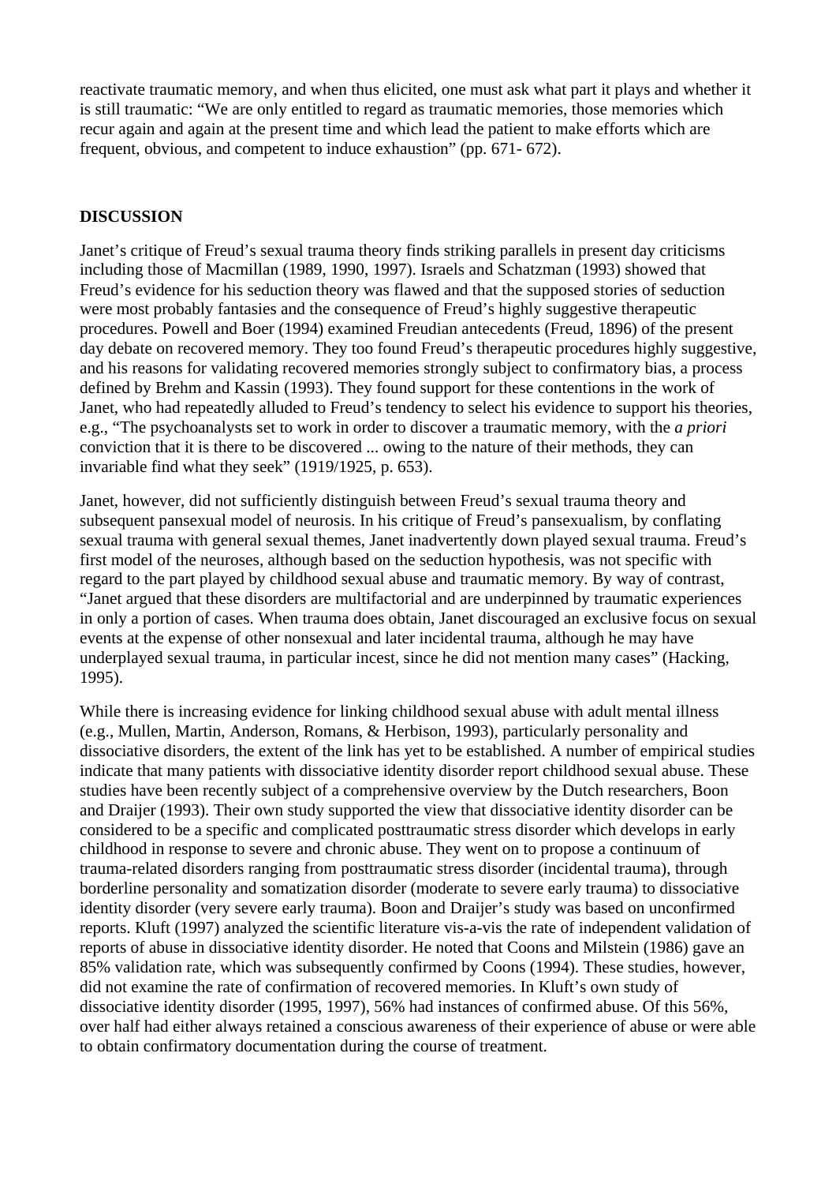reactivate traumatic memory, and when thus elicited, one must ask what part it plays and whether it is still traumatic: "We are only entitled to regard as traumatic memories, those memories which recur again and again at the present time and which lead the patient to make efforts which are frequent, obvious, and competent to induce exhaustion" (pp. 671- 672).

## DISCUSSION

Janet's critique of Freud's sexual trauma theory finds striking parallels in present day criticisms including those of Macmillan (1989, 1990, 1997). Israels and Schatzman (1993) showed that Freud's evidence for his seduction theory was flawed and that the supposed stories of seduction were most probably fantasies and the consequence of Freud's highly suggestive therapeutic procedures. Powell and Boer (1994) examined Freudian antecedents (Freud, 1896) of the present day debate on recovered memory. They too found Freud's therapeutic procedures highly suggestive, and his reasons for validating recovered memories strongly subject to confirmatory bias, a process defined by Brehm and Kassin (1993). They found support for these contentions in the work of Janet, who had repeatedly alluded to Freud's tendency to select his evidence to support his theories, e.g., "The psychoanalysts set to work in order to discover a traumatic memory, with the *a priori* conviction that it is there to be discovered ... owing to the nature of their methods, they can invariable find what they seek" (1919/1925, p. 653).

Janet, however, did not sufficiently distinguish between Freud's sexual trauma theory and subsequent pansexual model of neurosis. In his critique of Freud's pansexualism, by conflating sexual trauma with general sexual themes, Janet inadvertently down played sexual trauma. Freud's first model of the neuroses, although based on the seduction hypothesis, was not specific with regard to the part played by childhood sexual abuse and traumatic memory. By way of contrast, "Janet argued that these disorders are multifactorial and are underpinned by traumatic experiences in only a portion of cases. When trauma does obtain, Janet discouraged an exclusive focus on sexual events at the expense of other nonsexual and later incidental trauma, although he may have underplayed sexual trauma, in particular incest, since he did not mention many cases" (Hacking, 1995).

While there is increasing evidence for linking childhood sexual abuse with adult mental illness (e.g., Mullen, Martin, Anderson, Romans, & Herbison, 1993), particularly personality and dissociative disorders, the extent of the link has yet to be established. A number of empirical studies indicate that many patients with dissociative identity disorder report childhood sexual abuse. These studies have been recently subject of a comprehensive overview by the Dutch researchers, Boon and Draijer (1993). Their own study supported the view that dissociative identity disorder can be considered to be a specific and complicated posttraumatic stress disorder which develops in early childhood in response to severe and chronic abuse. They went on to propose a continuum of trauma-related disorders ranging from posttraumatic stress disorder (incidental trauma), through borderline personality and somatization disorder (moderate to severe early trauma) to dissociative identity disorder (very severe early trauma). Boon and Draijer's study was based on unconfirmed reports. Kluft (1997) analyzed the scientific literature vis-a-vis the rate of independent validation of reports of abuse in dissociative identity disorder. He noted that Coons and Milstein (1986) gave an 85% validation rate, which was subsequently confirmed by Coons (1994). These studies, however, did not examine the rate of confirmation of recovered memories. In Kluft's own study of dissociative identity disorder (1995, 1997), 56% had instances of confirmed abuse. Of this 56%, over half had either always retained a conscious awareness of their experience of abuse or were able to obtain confirmatory documentation during the course of treatment.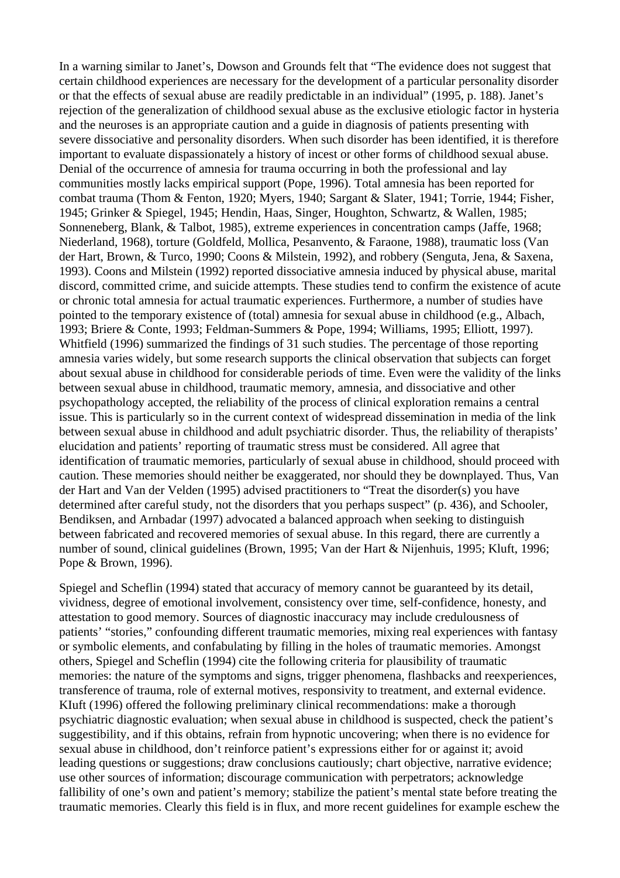In a warning similar to Janet's, Dowson and Grounds felt that "The evidence does not suggest that certain childhood experiences are necessary for the development of a particular personality disorder or that the effects of sexual abuse are readily predictable in an individual" (1995, p. 188). Janet's rejection of the generalization of childhood sexual abuse as the exclusive etiologic factor in hysteria and the neuroses is an appropriate caution and a guide in diagnosis of patients presenting with severe dissociative and personality disorders. When such disorder has been identified, it is therefore important to evaluate dispassionately a history of incest or other forms of childhood sexual abuse. Denial of the occurrence of amnesia for trauma occurring in both the professional and lay communities mostly lacks empirical support (Pope, 1996). Total amnesia has been reported for combat trauma (Thom & Fenton, 1920; Myers, 1940; Sargant & Slater, 1941; Torrie, 1944; Fisher, 1945; Grinker & Spiegel, 1945; Hendin, Haas, Singer, Houghton, Schwartz, & Wallen, 1985; Sonneneberg, Blank, & Talbot, 1985), extreme experiences in concentration camps (Jaffe, 1968; Niederland, 1968), torture (Goldfeld, Mollica, Pesanvento, & Faraone, 1988), traumatic loss (Van der Hart, Brown, & Turco, 1990; Coons & Milstein, 1992), and robbery (Senguta, Jena, & Saxena, 1993). Coons and Milstein (1992) reported dissociative amnesia induced by physical abuse, marital discord, committed crime, and suicide attempts. These studies tend to confirm the existence of acute or chronic total amnesia for actual traumatic experiences. Furthermore, a number of studies have pointed to the temporary existence of (total) amnesia for sexual abuse in childhood (e.g., Albach, 1993; Briere & Conte, 1993; Feldman-Summers & Pope, 1994; Williams, 1995; Elliott, 1997). Whitfield (1996) summarized the findings of 31 such studies. The percentage of those reporting amnesia varies widely, but some research supports the clinical observation that subjects can forget about sexual abuse in childhood for considerable periods of time. Even were the validity of the links between sexual abuse in childhood, traumatic memory, amnesia, and dissociative and other psychopathology accepted, the reliability of the process of clinical exploration remains a central issue. This is particularly so in the current context of widespread dissemination in media of the link between sexual abuse in childhood and adult psychiatric disorder. Thus, the reliability of therapists' elucidation and patients' reporting of traumatic stress must be considered. All agree that identification of traumatic memories, particularly of sexual abuse in childhood, should proceed with caution. These memories should neither be exaggerated, nor should they be downplayed. Thus, Van der Hart and Van der Velden (1995) advised practitioners to "Treat the disorder(s) you have determined after careful study, not the disorders that you perhaps suspect" (p. 436), and Schooler, Bendiksen, and Arnbadar (1997) advocated a balanced approach when seeking to distinguish between fabricated and recovered memories of sexual abuse. In this regard, there are currently a number of sound, clinical guidelines (Brown, 1995; Van der Hart & Nijenhuis, 1995; Kluft, 1996; Pope & Brown, 1996).

Spiegel and Scheflin (1994) stated that accuracy of memory cannot be guaranteed by its detail, vividness, degree of emotional involvement, consistency over time, self-confidence, honesty, and attestation to good memory. Sources of diagnostic inaccuracy may include credulousness of patients' "stories," confounding different traumatic memories, mixing real experiences with fantasy or symbolic elements, and confabulating by filling in the holes of traumatic memories. Amongst others, Spiegel and Scheflin (1994) cite the following criteria for plausibility of traumatic memories: the nature of the symptoms and signs, trigger phenomena, flashbacks and reexperiences, transference of trauma, role of external motives, responsivity to treatment, and external evidence. KIuft (1996) offered the following preliminary clinical recommendations: make a thorough psychiatric diagnostic evaluation; when sexual abuse in childhood is suspected, check the patient's suggestibility, and if this obtains, refrain from hypnotic uncovering; when there is no evidence for sexual abuse in childhood, don't reinforce patient's expressions either for or against it; avoid leading questions or suggestions; draw conclusions cautiously; chart objective, narrative evidence; use other sources of information; discourage communication with perpetrators; acknowledge fallibility of one's own and patient's memory; stabilize the patient's mental state before treating the traumatic memories. Clearly this field is in flux, and more recent guidelines for example eschew the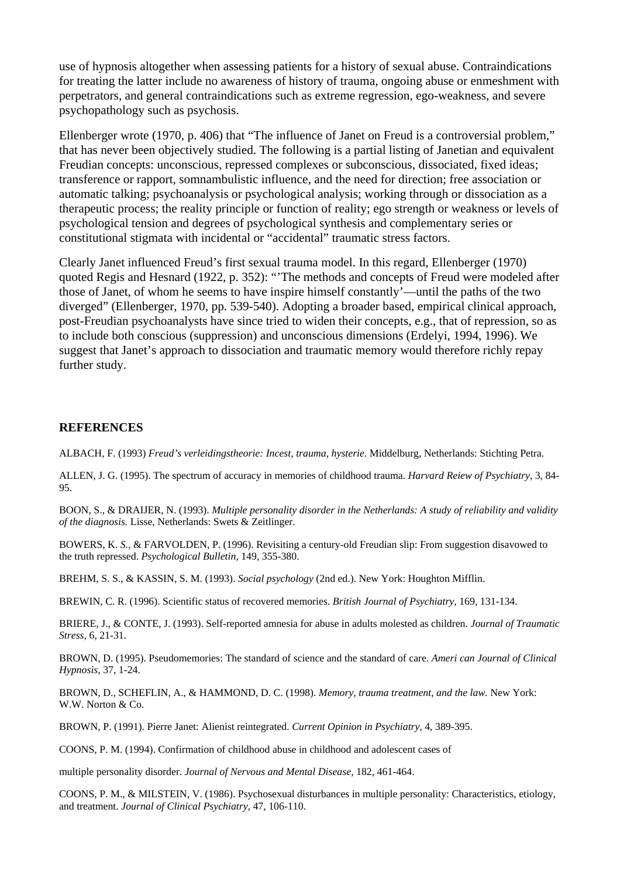use of hypnosis altogether when assessing patients for a history of sexual abuse. Contraindications for treating the latter include no awareness of history of trauma, ongoing abuse or enmeshment with perpetrators, and general contraindications such as extreme regression, ego-weakness, and severe psychopathology such as psychosis.

Ellenberger wrote (1970, p. 406) that "The influence of Janet on Freud is a controversial problem," that has never been objectively studied. The following is a partial listing of Janetian and equivalent Freudian concepts: unconscious, repressed complexes or subconscious, dissociated, fixed ideas; transference or rapport, somnambulistic influence, and the need for direction; free association or automatic talking; psychoanalysis or psychological analysis; working through or dissociation as a therapeutic process; the reality principle or function of reality; ego strength or weakness or levels of psychological tension and degrees of psychological synthesis and complementary series or constitutional stigmata with incidental or "accidental" traumatic stress factors.

Clearly Janet influenced Freud's first sexual trauma model. In this regard, Ellenberger (1970) quoted Regis and Hesnard (1922, p. 352): "'The methods and concepts of Freud were modeled after those of Janet, of whom he seems to have inspire himself constantly'—until the paths of the two diverged" (Ellenberger, 1970, pp. 539-540). Adopting a broader based, empirical clinical approach, post-Freudian psychoanalysts have since tried to widen their concepts, e.g., that of repression, so as to include both conscious (suppression) and unconscious dimensions (Erdelyi, 1994, 1996). We suggest that Janet's approach to dissociation and traumatic memory would therefore richly repay further study.

## REFERENCES

ALBACH, F. (1993) *Freud's verleidingstheorie: Incest, trauma, hysterie.* Middelburg, Netherlands: Stichting Petra.

ALLEN, J. G. (1995). The spectrum of accuracy in memories of childhood trauma. *Harvard Reiew of Psychiatry,* 3, 84-95.

BOON, S., & DRAIJER, N. (1993). *Multiple personality disorder in the Netherlands: A study of reliability and validity of the diagnosis.* Lisse, Netherlands: Swets & Zeitlinger.

BOWERS, K. *S.,* & FARVOLDEN, P. (1996). Revisiting a century-old Freudian slip: From suggestion disavowed to the truth repressed. *Psychological Bulletin,* 149, 355-380.

BREHM, S. S., & KASSIN, S. M. (1993). *Social psychology* (2nd ed.). New York: Houghton Mifflin.

BREWIN, C. R. (1996). Scientific status of recovered memories. *British Journal of Psychiatry,* 169, 131-134.

BRIERE, J., & CONTE, J. (1993). Self-reported amnesia for abuse in adults molested as children. *Journal of Traumatic Stress,* 6, 21-31.

BROWN, D. (1995). Pseudomemories: The standard of science and the standard of care. *Ameri can Journal of Clinical Hypnosis,* 37, 1-24.

BROWN, D., SCHEFLIN, A., & HAMMOND, D. C. (1998). *Memory, trauma treatment, and the law.* New York: W.W. Norton & Co.

BROWN, P. (1991). Pierre Janet: Alienist reintegrated. *Current Opinion in Psychiatry,* 4, 389-395.

COONS, P. M. (1994). Confirmation of childhood abuse in childhood and adolescent cases of

multiple personality disorder. *Journal of Nervous and Mental Disease,* 182, 461-464.

COONS, P. M., & MILSTEIN, V. (1986). Psychosexual disturbances in multiple personality: Characteristics, etiology, and treatment. *Journal of Clinical Psychiatry,* 47, 106-110.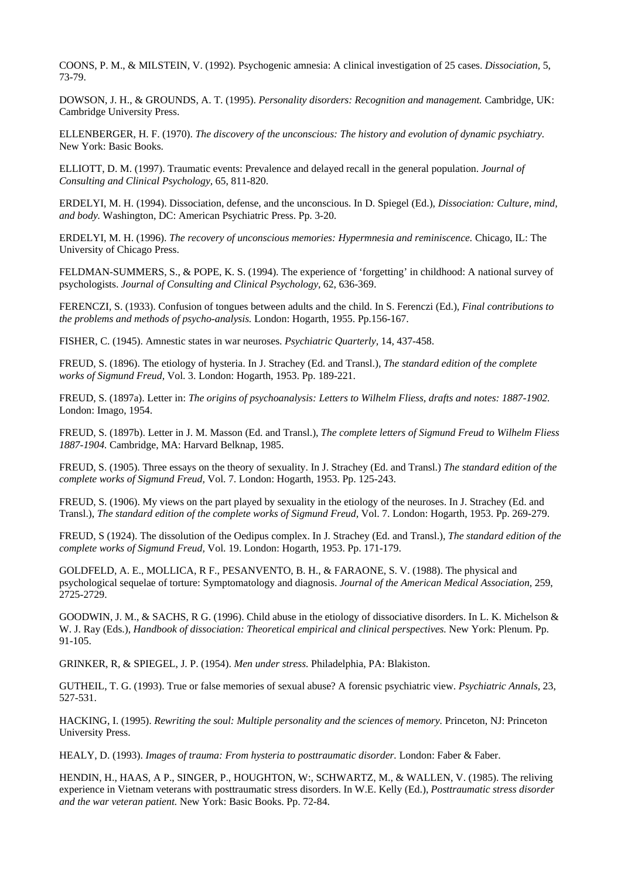COONS, P. M., & MILSTEIN, V. (1992). Psychogenic amnesia: A clinical investigation of 25 cases. *Dissociation,* 5, 73-79.

DOWSON, J. H., & GROUNDS, A. T. (1995). *Personality disorders: Recognition and management.* Cambridge, UK: Cambridge University Press.

ELLENBERGER, H. F. (1970). *The discovery of the unconscious: The history and evolution of dynamic psychiatry.* New York: Basic Books.

ELLIOTT, D. M. (1997). Traumatic events: Prevalence and delayed recall in the general population. *Journal of Consulting and Clinical Psychology,* 65, 811-820.

ERDELYI, M. H. (1994). Dissociation, defense, and the unconscious. In D. Spiegel (Ed.), *Dissociation: Culture, mind, and body.* Washington, DC: American Psychiatric Press. Pp. 3-20.

ERDELYI, M. H. (1996). *The recovery of unconscious memories: Hypermnesia and reminiscence.* Chicago, IL: The University of Chicago Press.

FELDMAN-SUMMERS, S., & POPE, K. S. (1994). The experience of 'forgetting' in childhood: A national survey of psychologists. *Journal of Consulting and Clinical Psychology,* 62, 636-369.

FERENCZI, S. (1933). Confusion of tongues between adults and the child. In S. Ferenczi (Ed.), *Final contributions to the problems and methods of psycho-analysis.* London: Hogarth, 1955. Pp.156-167.

FISHER, C. (1945). Amnestic states in war neuroses. *Psychiatric Quarterly,* 14, 437-458.

FREUD, S. (1896). The etiology of hysteria. In J. Strachey (Ed. and Transl.), *The standard edition of the complete works of Sigmund Freud,* Vol. 3. London: Hogarth, 1953. Pp. 189-221.

FREUD, S. (1897a). Letter in: *The origins of psychoanalysis: Letters to Wilhelm Fliess, drafts and notes: 1887-1902.* London: Imago, 1954.

FREUD, S. (1897b). Letter in J. M. Masson (Ed. and Transl.), *The complete letters of Sigmund Freud to Wilhelm Fliess 1887-1904.* Cambridge, MA: Harvard Belknap, 1985.

FREUD, S. (1905). Three essays on the theory of sexuality. In J. Strachey (Ed. and Transl.) *The standard edition of the complete works of Sigmund Freud,* Vol. 7. London: Hogarth, 1953. Pp. 125-243.

FREUD, S. (1906). My views on the part played by sexuality in the etiology of the neuroses. In J. Strachey (Ed. and Transl.), *The standard edition of the complete works of Sigmund Freud,* Vol. 7. London: Hogarth, 1953. Pp. 269-279.

FREUD, S (1924). The dissolution of the Oedipus complex. In J. Strachey (Ed. and Transl.), *The standard edition of the complete works of Sigmund Freud,* Vol. 19. London: Hogarth, 1953. Pp. 171-179.

GOLDFELD, A. E., MOLLICA, R F., PESANVENTO, B. H., & FARAONE, S. V. (1988). The physical and psychological sequelae of torture: Symptomatology and diagnosis. *Journal of the American Medical Association,* 259, 2725-2729.

GOODWIN, J. M., & SACHS, R G. (1996). Child abuse in the etiology of dissociative disorders. In L. K. Michelson & W. J. Ray (Eds.), *Handbook of dissociation: Theoretical empirical and clinical perspectives.* New York: Plenum. Pp. 91-105.

GRINKER, R, & SPIEGEL, J. P. (1954). *Men under stress.* Philadelphia, PA: Blakiston.

GUTHEIL, T. G. (1993). True or false memories of sexual abuse? A forensic psychiatric view. *Psychiatric Annals,* 23, 527-531.

HACKING, I. (1995). *Rewriting the soul: Multiple personality and the sciences of memory.* Princeton, NJ: Princeton University Press.

HEALY, D. (1993). *Images of trauma: From hysteria to posttraumatic disorder.* London: Faber & Faber.

HENDIN, H., HAAS, A P., SINGER, P., HOUGHTON, W:, SCHWARTZ, M., & WALLEN, V. (1985). The reliving experience in Vietnam veterans with posttraumatic stress disorders. In W.E. Kelly (Ed.), *Posttraumatic stress disorder and the war veteran patient.* New York: Basic Books. Pp. 72-84.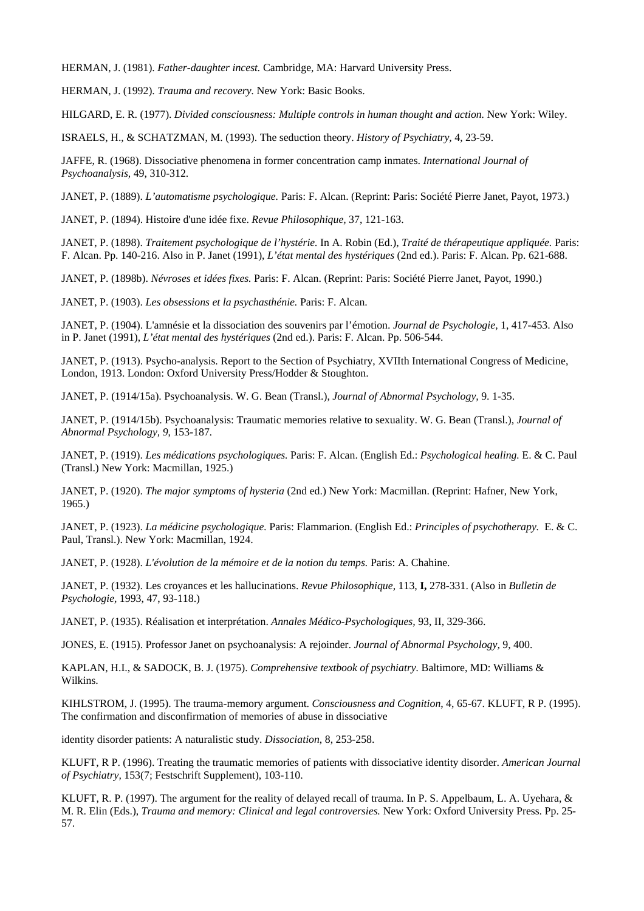HERMAN, J. (1981). *Father-daughter incest.* Cambridge, MA: Harvard University Press.

HERMAN, J. (1992). *Trauma and recovery.* New York: Basic Books.

HILGARD, E. R. (1977). *Divided consciousness: Multiple controls in human thought and action.* New York: Wiley.

ISRAELS, H., & SCHATZMAN, M. (1993). The seduction theory. *History of Psychiatry,* 4, 23-59.

JAFFE, R. (1968). Dissociative phenomena in former concentration camp inmates. *International Journal of Psychoanalysis,* 49, 310-312.

JANET, P. (1889). *L'automatisme psychologique.* Paris: F. Alcan. (Reprint: Paris: Société Pierre Janet, Payot, 1973.)

JANET, P. (1894). Histoire d'une idée fixe. *Revue Philosophique,* 37, 121-163.

JANET, P. (1898). *Traitement psychologique de l'hystérie.* In A. Robin (Ed.), *Traité de thérapeutique appliquée.* Paris: F. Alcan. Pp. 140-216. Also in P. Janet (1991), *L'état mental des hystériques* (2nd ed.). Paris: F. Alcan. Pp. 621-688.

JANET, P. (1898b). *Névroses et idées fixes.* Paris: F. Alcan. (Reprint: Paris: Société Pierre Janet, Payot, 1990.)

JANET, P. (1903). *Les obsessions et la psychasthénie.* Paris: F. Alcan.

JANET, P. (1904). L'amnésie et la dissociation des souvenirs par l'émotion. *Journal de Psychologie,* 1, 417-453. Also in P. Janet (1991), *L'état mental des hystériques* (2nd ed.). Paris: F. Alcan. Pp. 506-544.

JANET, P. (1913). Psycho-analysis. Report to the Section of Psychiatry, XVIIth International Congress of Medicine, London, 1913. London: Oxford University Press/Hodder & Stoughton.

JANET, P. (1914/15a). Psychoanalysis. W. G. Bean (Transl.), *Journal of Abnormal Psychology,* 9. 1-35.

JANET, P. (1914/15b). Psychoanalysis: Traumatic memories relative to sexuality. W. G. Bean (Transl.), *Journal of Abnormal Psychology, 9,* 153-187.

JANET, P. (1919). *Les médications psychologiques.* Paris: F. Alcan. (English Ed.: *Psychological healing.* E. & C. Paul (Transl.) New York: Macmillan, 1925.)

JANET, P. (1920). *The major symptoms of hysteria* (2nd ed.) New York: Macmillan. (Reprint: Hafner, New York, 1965.)

JANET, P. (1923). *La médicine psychologique.* Paris: Flammarion. (English Ed.: *Principles of psychotherapy.* E. & C. Paul, Transl.). New York: Macmillan, 1924.

JANET, P. (1928). *L'évolution de la mémoire et de la notion du temps.* Paris: A. Chahine.

JANET, P. (1932). Les croyances et les hallucinations. *Revue Philosophique,* 113, **I,** 278-331. (Also in *Bulletin de Psychologie,* 1993, 47, 93-118.)

JANET, P. (1935). Réalisation et interprétation. *Annales Médico-Psychologiques,* 93, II, 329-366.

JONES, E. (1915). Professor Janet on psychoanalysis: A rejoinder. *Journal of Abnormal Psychology,* 9, 400.

KAPLAN, H.I., & SADOCK, B. J. (1975). *Comprehensive textbook of psychiatry.* Baltimore, MD: Williams & Wilkins.

KIHLSTROM, J. (1995). The trauma-memory argument. *Consciousness and Cognition,* 4, 65-67. KLUFT, R P. (1995). The confirmation and disconfirmation of memories of abuse in dissociative identity disorder patients: A naturalistic study. *Dissociation,* 8, 253-258.

KLUFT, R P. (1996). Treating the traumatic memories of patients with dissociative identity disorder. *American Journal of Psychiatry,* 153(7; Festschrift Supplement), 103-110.

KLUFT, R. P. (1997). The argument for the reality of delayed recall of trauma. In P. S. Appelbaum, L. A. Uyehara, & M. R. Elin (Eds.), *Trauma and memory: Clinical and legal controversies.* New York: Oxford University Press. Pp. 25-57.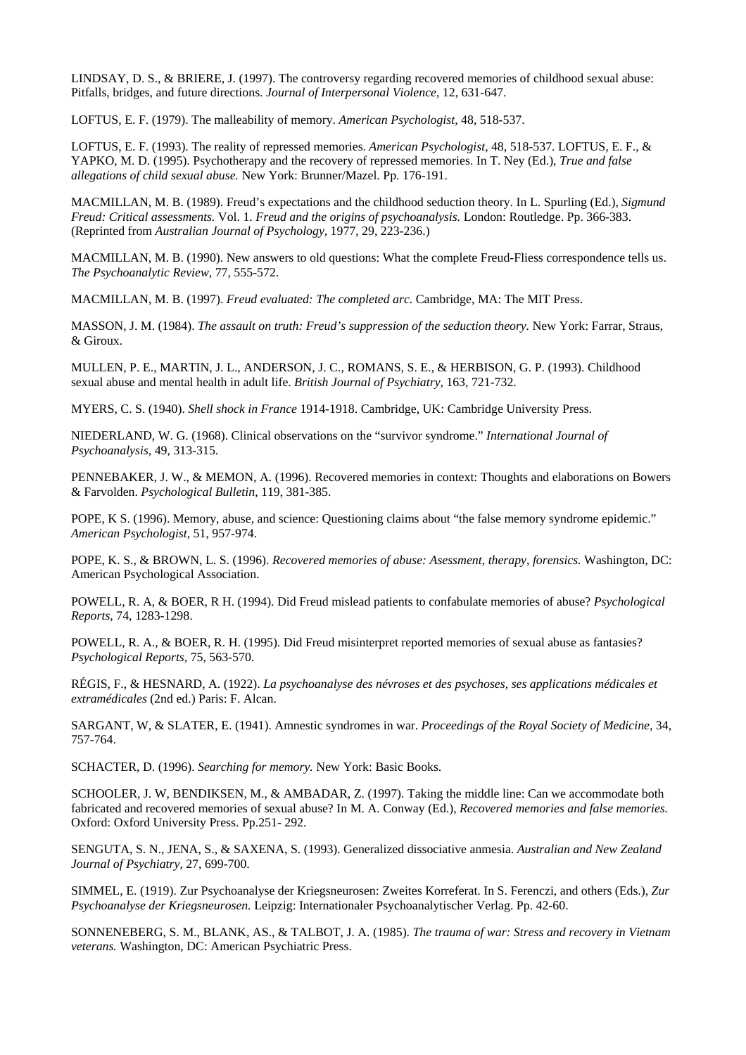LINDSAY, D. S., & BRIERE, J. (1997). The controversy regarding recovered memories of childhood sexual abuse: Pitfalls, bridges, and future directions. *Journal of Interpersonal Violence,* 12, 631-647.

LOFTUS, E. F. (1979). The malleability of memory. *American Psychologist,* 48, 518-537.

LOFTUS, E. F. (1993). The reality of repressed memories. *American Psychologist,* 48, 518-537. LOFTUS, E. F., & YAPKO, M. D. (1995). Psychotherapy and the recovery of repressed memories. In T. Ney (Ed.), *True and false allegations of child sexual abuse.* New York: Brunner/Mazel. Pp. 176-191.

MACMILLAN, M. B. (1989). Freud's expectations and the childhood seduction theory. In L. Spurling (Ed.), *Sigmund Freud: Critical assessments.* Vol. 1. *Freud and the origins of psychoanalysis.* London: Routledge. Pp. 366-383. (Reprinted from *Australian Journal of Psychology,* 1977, 29, 223-236.)

MACMILLAN, M. B. (1990). New answers to old questions: What the complete Freud-Fliess correspondence tells us. *The Psychoanalytic Review,* 77, 555-572.

MACMILLAN, M. B. (1997). *Freud evaluated: The completed arc.* Cambridge, MA: The MIT Press.

MASSON, J. M. (1984). *The assault on truth: Freud's suppression of the seduction theory.* New York: Farrar, Straus, & Giroux.

MULLEN, P. E., MARTIN, J. L., ANDERSON, J. C., ROMANS, S. E., & HERBISON, G. P. (1993). Childhood sexual abuse and mental health in adult life. *British Journal of Psychiatry,* 163, 721-732.

MYERS, C. S. (1940). *Shell shock in France* 1914-1918. Cambridge, UK: Cambridge University Press.

NIEDERLAND, W. G. (1968). Clinical observations on the "survivor syndrome." *International Journal of Psychoanalysis,* 49, 313-315.

PENNEBAKER, J. W., & MEMON, A. (1996). Recovered memories in context: Thoughts and elaborations on Bowers & Farvolden. *Psychological Bulletin,* 119, 381-385.

POPE, K S. (1996). Memory, abuse, and science: Questioning claims about "the false memory syndrome epidemic." *American Psychologist,* 51, 957-974.

POPE, K. S., & BROWN, L. S. (1996). *Recovered memories of abuse: Asessment, therapy, forensics.* Washington, DC: American Psychological Association.

POWELL, R. A, & BOER, R H. (1994). Did Freud mislead patients to confabulate memories of abuse? *Psychological Reports,* 74, 1283-1298.

POWELL, R. A., & BOER, R. H. (1995). Did Freud misinterpret reported memories of sexual abuse as fantasies? *Psychological Reports,* 75, 563-570.

RÉGIS, F., & HESNARD, A. (1922). *La psychoanalyse des névroses et des psychoses, ses applications médicales et extramédicales* (2nd ed.) Paris: F. Alcan.

SARGANT, W, & SLATER, E. (1941). Amnestic syndromes in war. *Proceedings of the Royal Society of Medicine,* 34, 757-764.

SCHACTER, D. (1996). *Searching for memory.* New York: Basic Books.

SCHOOLER, J. W, BENDIKSEN, M., & AMBADAR, Z. (1997). Taking the middle line: Can we accommodate both fabricated and recovered memories of sexual abuse? In M. A. Conway (Ed.), *Recovered memories and false memories.* Oxford: Oxford University Press. Pp.251- 292.

SENGUTA, S. N., JENA, S., & SAXENA, S. (1993). Generalized dissociative anmesia. *Australian and New Zealand Journal of Psychiatry,* 27, 699-700.

SIMMEL, E. (1919). Zur Psychoanalyse der Kriegsneurosen: Zweites Korreferat. In S. Ferenczi, and others (Eds.), *Zur Psychoanalyse der Kriegsneurosen.* Leipzig: Internationaler Psychoanalytischer Verlag. Pp. 42-60.

SONNENEBERG, S. M., BLANK, AS., & TALBOT, J. A. (1985). *The trauma of war: Stress and recovery in Vietnam veterans.* Washington, DC: American Psychiatric Press.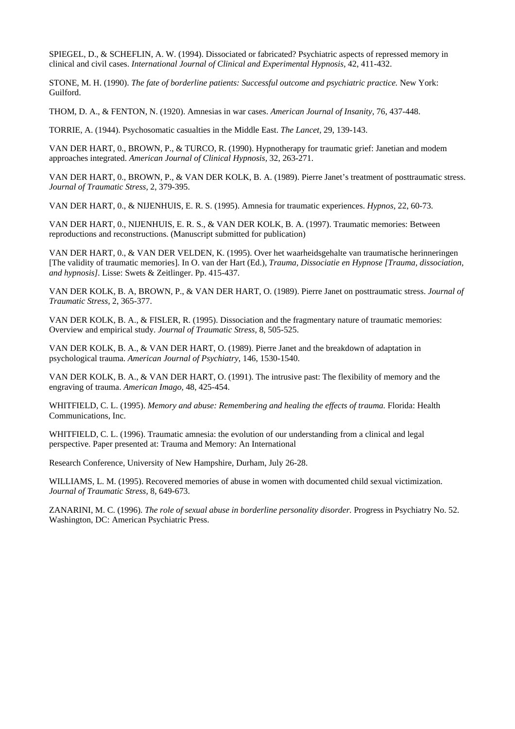SPIEGEL, D., & SCHEFLIN, A. W. (1994). Dissociated or fabricated? Psychiatric aspects of repressed memory in clinical and civil cases. *International Journal of Clinical and Experimental Hypnosis,* 42, 411-432.

STONE, M. H. (1990). *The fate of borderline patients: Successful outcome and psychiatric practice.* New York: Guilford.

THOM, D. A., & FENTON, N. (1920). Amnesias in war cases. *American Journal of Insanity,* 76, 437-448.

TORRIE, A. (1944). Psychosomatic casualties in the Middle East. *The Lancet,* 29, 139-143.

VAN DER HART, 0., BROWN, P., & TURCO, R. (1990). Hypnotherapy for traumatic grief: Janetian and modem approaches integrated. *American Journal of Clinical Hypnosis,* 32, 263-271.

VAN DER HART, 0., BROWN, P., & VAN DER KOLK, B. A. (1989). Pierre Janet's treatment of posttraumatic stress. *Journal of Traumatic Stress,* 2, 379-395.

VAN DER HART, 0., & NIJENHUIS, E. R. S. (1995). Amnesia for traumatic experiences. *Hypnos,* 22, 60-73.

VAN DER HART, 0., NIJENHUIS, E. R. S., & VAN DER KOLK, B. A. (1997). Traumatic memories: Between reproductions and reconstructions. (Manuscript submitted for publication)

VAN DER HART, 0., & VAN DER VELDEN, K. (1995). Over het waarheidsgehalte van traumatische herinneringen [The validity of traumatic memories]. In O. van der Hart (Ed.), *Trauma, Dissociatie en Hypnose [Trauma, dissociation, and hypnosis].* Lisse: Swets & Zeitlinger. Pp. 415-437.

VAN DER KOLK, B. A, BROWN, P., & VAN DER HART, O. (1989). Pierre Janet on posttraumatic stress. *Journal of Traumatic Stress,* 2, 365-377.

VAN DER KOLK, B. A., & FISLER, R. (1995). Dissociation and the fragmentary nature of traumatic memories: Overview and empirical study. *Journal of Traumatic Stress,* 8, 505-525.

VAN DER KOLK, B. A., & VAN DER HART, O. (1989). Pierre Janet and the breakdown of adaptation in psychological trauma. *American Journal of Psychiatry,* 146, 1530-1540.

VAN DER KOLK, B. A., & VAN DER HART, O. (1991). The intrusive past: The flexibility of memory and the engraving of trauma. *American Imago,* 48, 425-454.

WHITFIELD, C. L. (1995). *Memory and abuse: Remembering and healing the effects of trauma.* Florida: Health Communications, Inc.

WHITFIELD, C. L. (1996). Traumatic amnesia: the evolution of our understanding from a clinical and legal perspective. Paper presented at: Trauma and Memory: An International

Research Conference, University of New Hampshire, Durham, July 26-28.

WILLIAMS, L. M. (1995). Recovered memories of abuse in women with documented child sexual victimization. *Journal of Traumatic Stress,* 8, 649-673.

ZANARINI, M. C. (1996). *The role of sexual abuse in borderline personality disorder.* Progress in Psychiatry No. 52. Washington, DC: American Psychiatric Press.